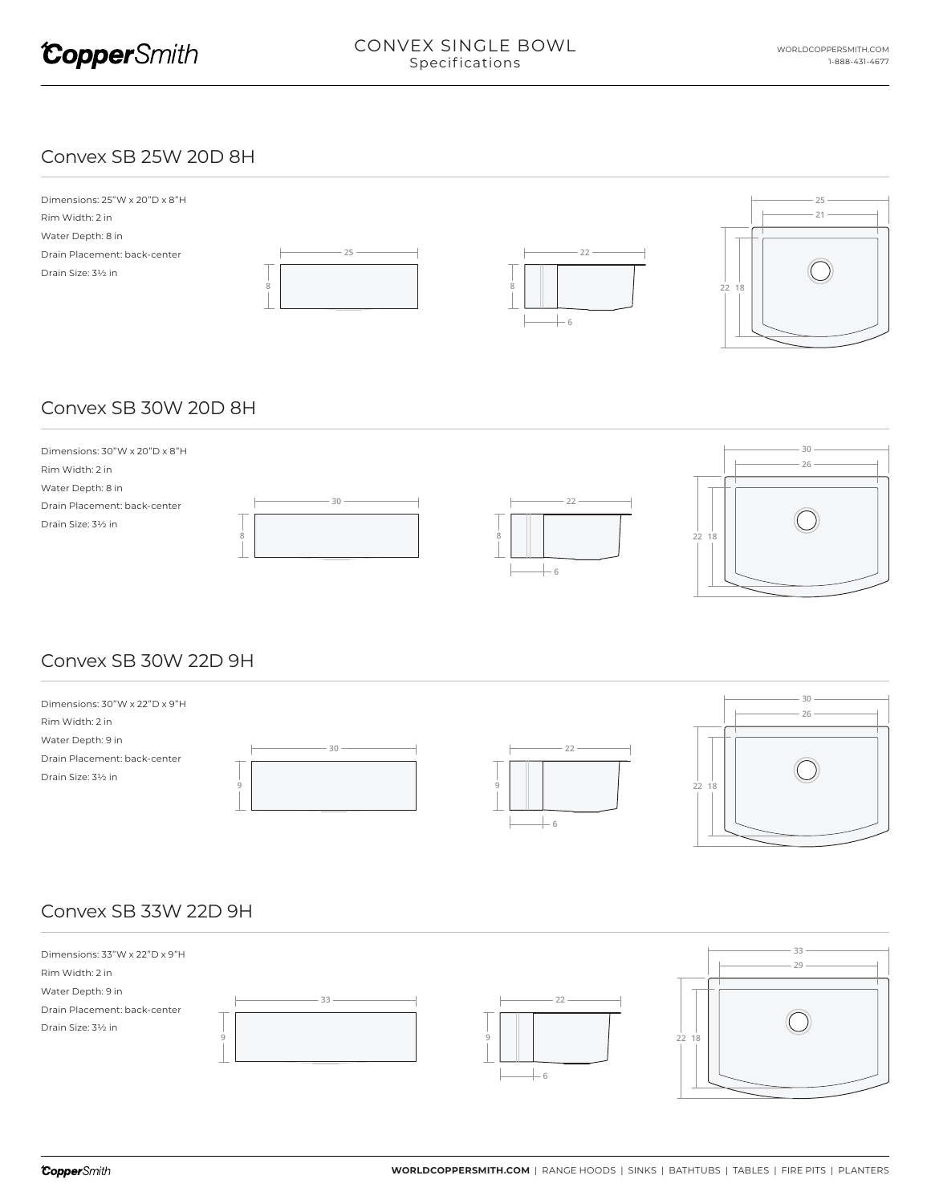# CONVEX SINGLE BOWL
Specifications

## Convex SB 25W 20D 8H

Dimensions: 25"W x 20"D x 8"H
Rim Width: 2 in
Water Depth: 8 in
Drain Placement: back-center
Drain Size: 3½ in

## Convex SB 30W 20D 8H

Dimensions: 30"W x 20"D x 8"H
Rim Width: 2 in
Water Depth: 8 in
Drain Placement: back-center
Drain Size: 3½ in

## Convex SB 30W 22D 9H

Dimensions: 30"W x 22"D x 9"H
Rim Width: 2 in
Water Depth: 9 in
Drain Placement: back-center
Drain Size: 3½ in

## Convex SB 33W 22D 9H

Dimensions: 33"W x 22"D x 9"H
Rim Width: 2 in
Water Depth: 9 in
Drain Placement: back-center
Drain Size: 3½ in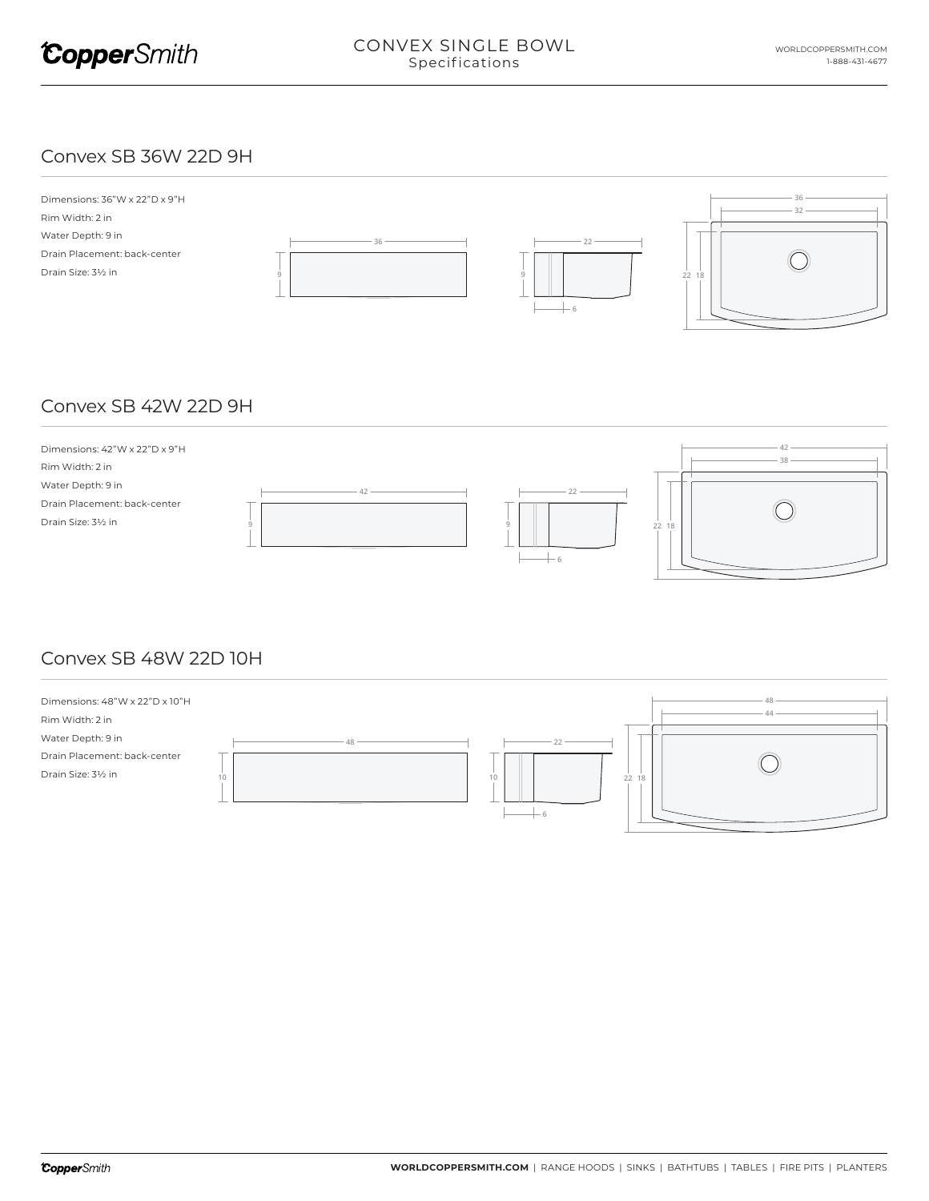# CONVEX SINGLE BOWL
Specifications

## Convex SB 36W 22D 9H

Dimensions: 36"W x 22"D x 9"H
Rim Width: 2 in
Water Depth: 9 in
Drain Placement: back-center
Drain Size: 3½ in

36
9
22
9
6
36
32
22 18

## Convex SB 42W 22D 9H

Dimensions: 42"W x 22"D x 9"H
Rim Width: 2 in
Water Depth: 9 in
Drain Placement: back-center
Drain Size: 3½ in

42
9
22
9
6
42
38
22 18

## Convex SB 48W 22D 10H

Dimensions: 48"W x 22"D x 10"H
Rim Width: 2 in
Water Depth: 9 in
Drain Placement: back-center
Drain Size: 3½ in

48
10
22
10
6
48
44
22 18